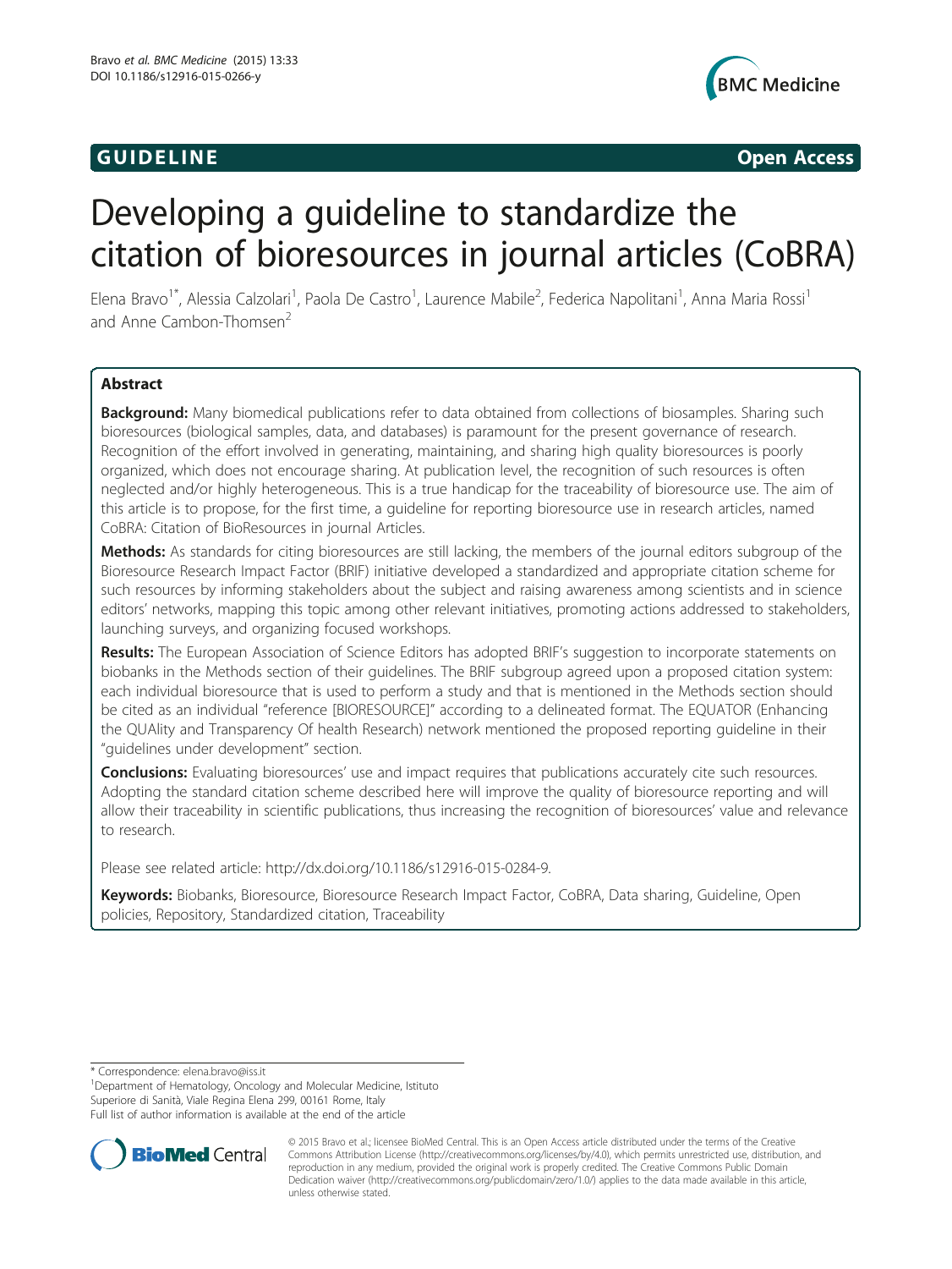GUIDELINE Open Access

# Developing a guideline to standardize the citation of bioresources in journal articles (CoBRA)

Elena Bravo[1*], Alessia Calzolari[1], Paola De Castro[1], Laurence Mabile[2], Federica Napolitani[1], Anna Maria Rossi[1] and Anne Cambon-Thomsen[2]

## Abstract

**Background:** Many biomedical publications refer to data obtained from collections of biosamples. Sharing such bioresources (biological samples, data, and databases) is paramount for the present governance of research. Recognition of the effort involved in generating, maintaining, and sharing high quality bioresources is poorly organized, which does not encourage sharing. At publication level, the recognition of such resources is often neglected and/or highly heterogeneous. This is a true handicap for the traceability of bioresource use. The aim of this article is to propose, for the first time, a guideline for reporting bioresource use in research articles, named CoBRA: Citation of BioResources in journal Articles.

**Methods:** As standards for citing bioresources are still lacking, the members of the journal editors subgroup of the Bioresource Research Impact Factor (BRIF) initiative developed a standardized and appropriate citation scheme for such resources by informing stakeholders about the subject and raising awareness among scientists and in science editors' networks, mapping this topic among other relevant initiatives, promoting actions addressed to stakeholders, launching surveys, and organizing focused workshops.

**Results:** The European Association of Science Editors has adopted BRIF's suggestion to incorporate statements on biobanks in the Methods section of their guidelines. The BRIF subgroup agreed upon a proposed citation system: each individual bioresource that is used to perform a study and that is mentioned in the Methods section should be cited as an individual "reference [BIORESOURCE]" according to a delineated format. The EQUATOR (Enhancing the QUAlity and Transparency Of health Research) network mentioned the proposed reporting guideline in their "guidelines under development" section.

**Conclusions:** Evaluating bioresources' use and impact requires that publications accurately cite such resources. Adopting the standard citation scheme described here will improve the quality of bioresource reporting and will allow their traceability in scientific publications, thus increasing the recognition of bioresources' value and relevance to research.

Please see related article: http://dx.doi.org/10.1186/s12916-015-0284-9.

**Keywords:** Biobanks, Bioresource, Bioresource Research Impact Factor, CoBRA, Data sharing, Guideline, Open policies, Repository, Standardized citation, Traceability

\* Correspondence: elena.bravo@iss.it
[1]Department of Hematology, Oncology and Molecular Medicine, Istituto Superiore di Sanità, Viale Regina Elena 299, 00161 Rome, Italy
Full list of author information is available at the end of the article

© 2015 Bravo et al.; licensee BioMed Central. This is an Open Access article distributed under the terms of the Creative Commons Attribution License (http://creativecommons.org/licenses/by/4.0), which permits unrestricted use, distribution, and reproduction in any medium, provided the original work is properly credited. The Creative Commons Public Domain Dedication waiver (http://creativecommons.org/publicdomain/zero/1.0/) applies to the data made available in this article, unless otherwise stated.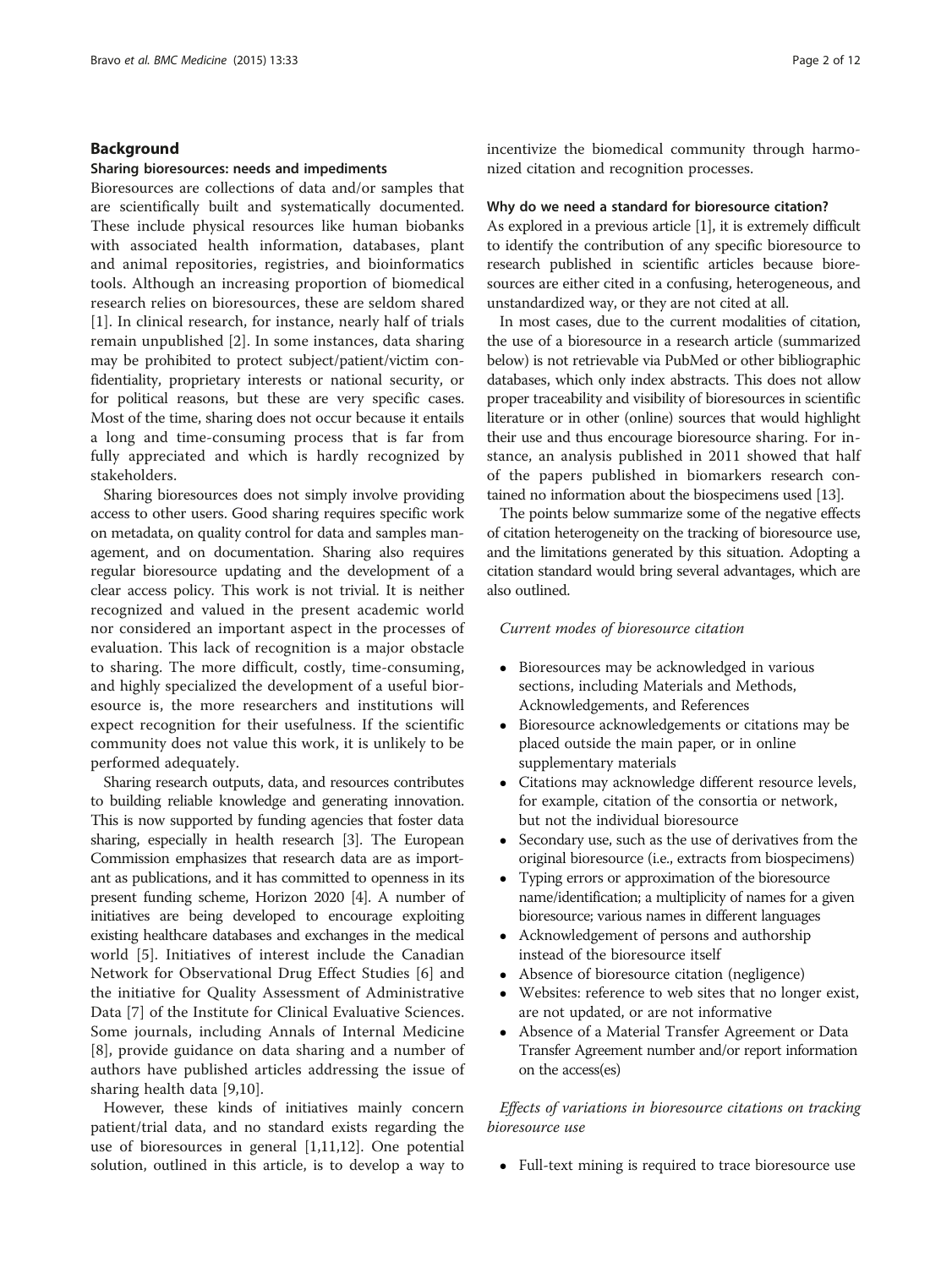## Background

### Sharing bioresources: needs and impediments

Bioresources are collections of data and/or samples that are scientifically built and systematically documented. These include physical resources like human biobanks with associated health information, databases, plant and animal repositories, registries, and bioinformatics tools. Although an increasing proportion of biomedical research relies on bioresources, these are seldom shared [1]. In clinical research, for instance, nearly half of trials remain unpublished [2]. In some instances, data sharing may be prohibited to protect subject/patient/victim confidentiality, proprietary interests or national security, or for political reasons, but these are very specific cases. Most of the time, sharing does not occur because it entails a long and time-consuming process that is far from fully appreciated and which is hardly recognized by stakeholders.

Sharing bioresources does not simply involve providing access to other users. Good sharing requires specific work on metadata, on quality control for data and samples management, and on documentation. Sharing also requires regular bioresource updating and the development of a clear access policy. This work is not trivial. It is neither recognized and valued in the present academic world nor considered an important aspect in the processes of evaluation. This lack of recognition is a major obstacle to sharing. The more difficult, costly, time-consuming, and highly specialized the development of a useful bioresource is, the more researchers and institutions will expect recognition for their usefulness. If the scientific community does not value this work, it is unlikely to be performed adequately.

Sharing research outputs, data, and resources contributes to building reliable knowledge and generating innovation. This is now supported by funding agencies that foster data sharing, especially in health research [3]. The European Commission emphasizes that research data are as important as publications, and it has committed to openness in its present funding scheme, Horizon 2020 [4]. A number of initiatives are being developed to encourage exploiting existing healthcare databases and exchanges in the medical world [5]. Initiatives of interest include the Canadian Network for Observational Drug Effect Studies [6] and the initiative for Quality Assessment of Administrative Data [7] of the Institute for Clinical Evaluative Sciences. Some journals, including Annals of Internal Medicine [8], provide guidance on data sharing and a number of authors have published articles addressing the issue of sharing health data [9,10].

However, these kinds of initiatives mainly concern patient/trial data, and no standard exists regarding the use of bioresources in general [1,11,12]. One potential solution, outlined in this article, is to develop a way to incentivize the biomedical community through harmonized citation and recognition processes.

### Why do we need a standard for bioresource citation?

As explored in a previous article [1], it is extremely difficult to identify the contribution of any specific bioresource to research published in scientific articles because bioresources are either cited in a confusing, heterogeneous, and unstandardized way, or they are not cited at all.

In most cases, due to the current modalities of citation, the use of a bioresource in a research article (summarized below) is not retrievable via PubMed or other bibliographic databases, which only index abstracts. This does not allow proper traceability and visibility of bioresources in scientific literature or in other (online) sources that would highlight their use and thus encourage bioresource sharing. For instance, an analysis published in 2011 showed that half of the papers published in biomarkers research contained no information about the biospecimens used [13].

The points below summarize some of the negative effects of citation heterogeneity on the tracking of bioresource use, and the limitations generated by this situation. Adopting a citation standard would bring several advantages, which are also outlined.

*Current modes of bioresource citation*

- Bioresources may be acknowledged in various sections, including Materials and Methods, Acknowledgements, and References
- Bioresource acknowledgements or citations may be placed outside the main paper, or in online supplementary materials
- Citations may acknowledge different resource levels, for example, citation of the consortia or network, but not the individual bioresource
- Secondary use, such as the use of derivatives from the original bioresource (i.e., extracts from biospecimens)
- Typing errors or approximation of the bioresource name/identification; a multiplicity of names for a given bioresource; various names in different languages
- Acknowledgement of persons and authorship instead of the bioresource itself
- Absence of bioresource citation (negligence)
- Websites: reference to web sites that no longer exist, are not updated, or are not informative
- Absence of a Material Transfer Agreement or Data Transfer Agreement number and/or report information on the access(es)

*Effects of variations in bioresource citations on tracking bioresource use*

- Full-text mining is required to trace bioresource use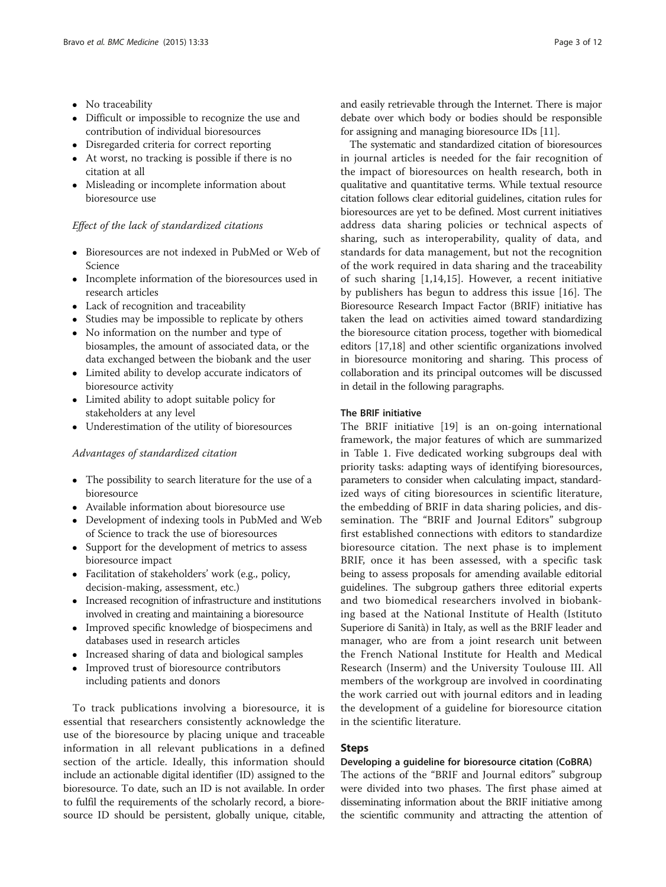- No traceability
- Difficult or impossible to recognize the use and contribution of individual bioresources
- Disregarded criteria for correct reporting
- At worst, no tracking is possible if there is no citation at all
- Misleading or incomplete information about bioresource use

*Effect of the lack of standardized citations*

- Bioresources are not indexed in PubMed or Web of Science
- Incomplete information of the bioresources used in research articles
- Lack of recognition and traceability
- Studies may be impossible to replicate by others
- No information on the number and type of biosamples, the amount of associated data, or the data exchanged between the biobank and the user
- Limited ability to develop accurate indicators of bioresource activity
- Limited ability to adopt suitable policy for stakeholders at any level
- Underestimation of the utility of bioresources

*Advantages of standardized citation*

- The possibility to search literature for the use of a bioresource
- Available information about bioresource use
- Development of indexing tools in PubMed and Web of Science to track the use of bioresources
- Support for the development of metrics to assess bioresource impact
- Facilitation of stakeholders' work (e.g., policy, decision-making, assessment, etc.)
- Increased recognition of infrastructure and institutions involved in creating and maintaining a bioresource
- Improved specific knowledge of biospecimens and databases used in research articles
- Increased sharing of data and biological samples
- Improved trust of bioresource contributors including patients and donors

To track publications involving a bioresource, it is essential that researchers consistently acknowledge the use of the bioresource by placing unique and traceable information in all relevant publications in a defined section of the article. Ideally, this information should include an actionable digital identifier (ID) assigned to the bioresource. To date, such an ID is not available. In order to fulfil the requirements of the scholarly record, a bioresource ID should be persistent, globally unique, citable, and easily retrievable through the Internet. There is major debate over which body or bodies should be responsible for assigning and managing bioresource IDs [11].

The systematic and standardized citation of bioresources in journal articles is needed for the fair recognition of the impact of bioresources on health research, both in qualitative and quantitative terms. While textual resource citation follows clear editorial guidelines, citation rules for bioresources are yet to be defined. Most current initiatives address data sharing policies or technical aspects of sharing, such as interoperability, quality of data, and standards for data management, but not the recognition of the work required in data sharing and the traceability of such sharing [1,14,15]. However, a recent initiative by publishers has begun to address this issue [16]. The Bioresource Research Impact Factor (BRIF) initiative has taken the lead on activities aimed toward standardizing the bioresource citation process, together with biomedical editors [17,18] and other scientific organizations involved in bioresource monitoring and sharing. This process of collaboration and its principal outcomes will be discussed in detail in the following paragraphs.

### The BRIF initiative

The BRIF initiative [19] is an on-going international framework, the major features of which are summarized in Table 1. Five dedicated working subgroups deal with priority tasks: adapting ways of identifying bioresources, parameters to consider when calculating impact, standardized ways of citing bioresources in scientific literature, the embedding of BRIF in data sharing policies, and dissemination. The "BRIF and Journal Editors" subgroup first established connections with editors to standardize bioresource citation. The next phase is to implement BRIF, once it has been assessed, with a specific task being to assess proposals for amending available editorial guidelines. The subgroup gathers three editorial experts and two biomedical researchers involved in biobanking based at the National Institute of Health (Istituto Superiore di Sanità) in Italy, as well as the BRIF leader and manager, who are from a joint research unit between the French National Institute for Health and Medical Research (Inserm) and the University Toulouse III. All members of the workgroup are involved in coordinating the work carried out with journal editors and in leading the development of a guideline for bioresource citation in the scientific literature.

## Steps

### Developing a guideline for bioresource citation (CoBRA)

The actions of the "BRIF and Journal editors" subgroup were divided into two phases. The first phase aimed at disseminating information about the BRIF initiative among the scientific community and attracting the attention of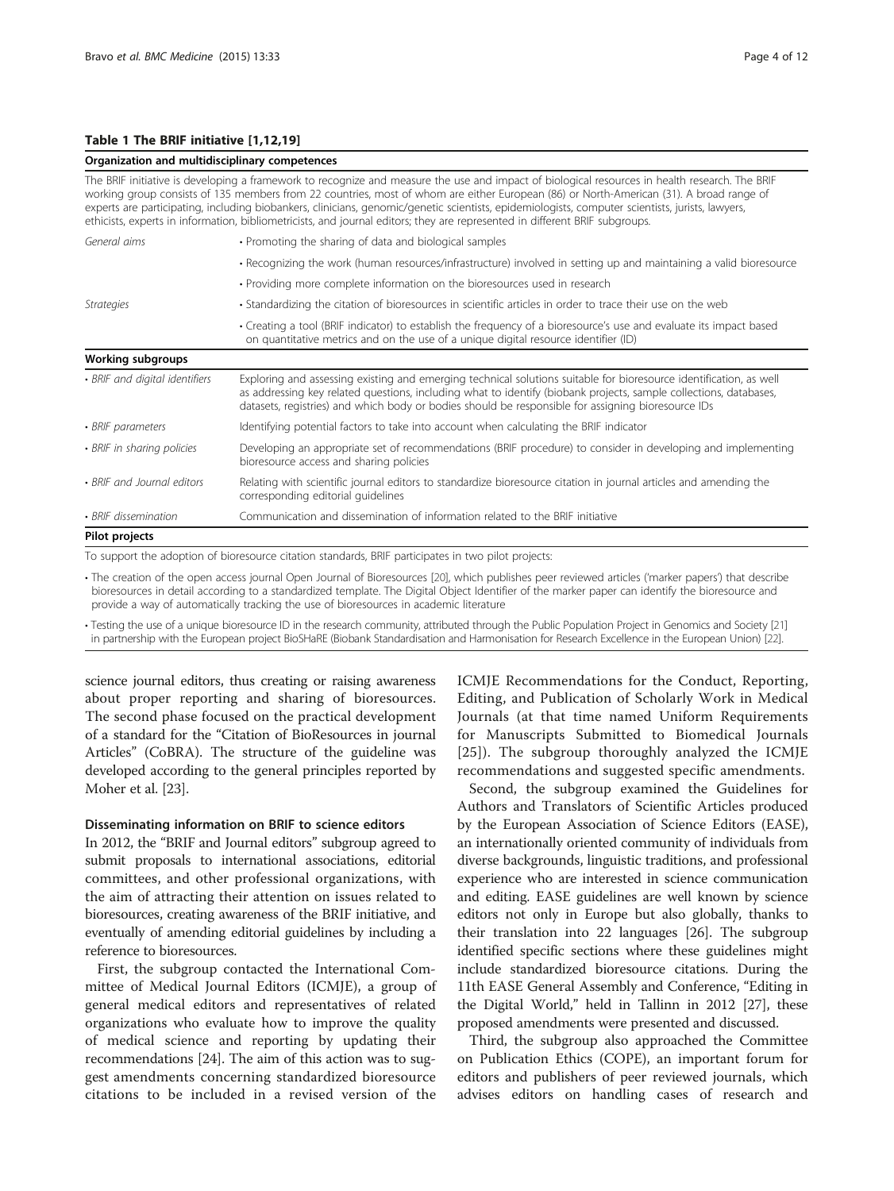**Table 1 The BRIF initiative [1,12,19]**

| Organization and multidisciplinary competences | |
|---|---|
| The BRIF initiative is developing a framework to recognize and measure the use and impact of biological resources in health research. The BRIF working group consists of 135 members from 22 countries, most of whom are either European (86) or North-American (31). A broad range of experts are participating, including biobankers, clinicians, genomic/genetic scientists, epidemiologists, computer scientists, jurists, lawyers, ethicists, experts in information, bibliometricists, and journal editors; they are represented in different BRIF subgroups. | |
| *General aims* | • Promoting the sharing of data and biological samples |
| | • Recognizing the work (human resources/infrastructure) involved in setting up and maintaining a valid bioresource |
| | • Providing more complete information on the bioresources used in research |
| *Strategies* | • Standardizing the citation of bioresources in scientific articles in order to trace their use on the web |
| | • Creating a tool (BRIF indicator) to establish the frequency of a bioresource's use and evaluate its impact based on quantitative metrics and on the use of a unique digital resource identifier (ID) |
| **Working subgroups** | |
| *• BRIF and digital identifiers* | Exploring and assessing existing and emerging technical solutions suitable for bioresource identification, as well as addressing key related questions, including what to identify (biobank projects, sample collections, databases, datasets, registries) and which body or bodies should be responsible for assigning bioresource IDs |
| *• BRIF parameters* | Identifying potential factors to take into account when calculating the BRIF indicator |
| *• BRIF in sharing policies* | Developing an appropriate set of recommendations (BRIF procedure) to consider in developing and implementing bioresource access and sharing policies |
| *• BRIF and Journal editors* | Relating with scientific journal editors to standardize bioresource citation in journal articles and amending the corresponding editorial guidelines |
| *• BRIF dissemination* | Communication and dissemination of information related to the BRIF initiative |
| **Pilot projects** | |
| To support the adoption of bioresource citation standards, BRIF participates in two pilot projects: | |
| • The creation of the open access journal Open Journal of Bioresources [20], which publishes peer reviewed articles ('marker papers') that describe bioresources in detail according to a standardized template. The Digital Object Identifier of the marker paper can identify the bioresource and provide a way of automatically tracking the use of bioresources in academic literature | |
| • Testing the use of a unique bioresource ID in the research community, attributed through the Public Population Project in Genomics and Society [21] in partnership with the European project BioSHaRE (Biobank Standardisation and Harmonisation for Research Excellence in the European Union) [22]. | |

science journal editors, thus creating or raising awareness about proper reporting and sharing of bioresources. The second phase focused on the practical development of a standard for the "Citation of BioResources in journal Articles" (CoBRA). The structure of the guideline was developed according to the general principles reported by Moher et al. [23].

### Disseminating information on BRIF to science editors

In 2012, the "BRIF and Journal editors" subgroup agreed to submit proposals to international associations, editorial committees, and other professional organizations, with the aim of attracting their attention on issues related to bioresources, creating awareness of the BRIF initiative, and eventually of amending editorial guidelines by including a reference to bioresources.

First, the subgroup contacted the International Committee of Medical Journal Editors (ICMJE), a group of general medical editors and representatives of related organizations who evaluate how to improve the quality of medical science and reporting by updating their recommendations [24]. The aim of this action was to suggest amendments concerning standardized bioresource citations to be included in a revised version of the ICMJE Recommendations for the Conduct, Reporting, Editing, and Publication of Scholarly Work in Medical Journals (at that time named Uniform Requirements for Manuscripts Submitted to Biomedical Journals [25]). The subgroup thoroughly analyzed the ICMJE recommendations and suggested specific amendments.

Second, the subgroup examined the Guidelines for Authors and Translators of Scientific Articles produced by the European Association of Science Editors (EASE), an internationally oriented community of individuals from diverse backgrounds, linguistic traditions, and professional experience who are interested in science communication and editing. EASE guidelines are well known by science editors not only in Europe but also globally, thanks to their translation into 22 languages [26]. The subgroup identified specific sections where these guidelines might include standardized bioresource citations. During the 11th EASE General Assembly and Conference, "Editing in the Digital World," held in Tallinn in 2012 [27], these proposed amendments were presented and discussed.

Third, the subgroup also approached the Committee on Publication Ethics (COPE), an important forum for editors and publishers of peer reviewed journals, which advises editors on handling cases of research and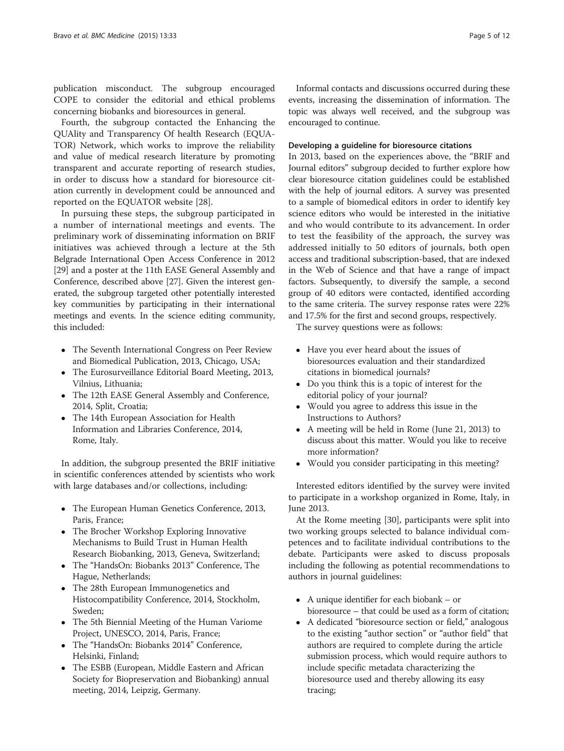publication misconduct. The subgroup encouraged COPE to consider the editorial and ethical problems concerning biobanks and bioresources in general.

Fourth, the subgroup contacted the Enhancing the QUAlity and Transparency Of health Research (EQUATOR) Network, which works to improve the reliability and value of medical research literature by promoting transparent and accurate reporting of research studies, in order to discuss how a standard for bioresource citation currently in development could be announced and reported on the EQUATOR website [28].

In pursuing these steps, the subgroup participated in a number of international meetings and events. The preliminary work of disseminating information on BRIF initiatives was achieved through a lecture at the 5th Belgrade International Open Access Conference in 2012 [29] and a poster at the 11th EASE General Assembly and Conference, described above [27]. Given the interest generated, the subgroup targeted other potentially interested key communities by participating in their international meetings and events. In the science editing community, this included:

- The Seventh International Congress on Peer Review and Biomedical Publication, 2013, Chicago, USA;
- The Eurosurveillance Editorial Board Meeting, 2013, Vilnius, Lithuania;
- The 12th EASE General Assembly and Conference, 2014, Split, Croatia;
- The 14th European Association for Health Information and Libraries Conference, 2014, Rome, Italy.

In addition, the subgroup presented the BRIF initiative in scientific conferences attended by scientists who work with large databases and/or collections, including:

- The European Human Genetics Conference, 2013, Paris, France;
- The Brocher Workshop Exploring Innovative Mechanisms to Build Trust in Human Health Research Biobanking, 2013, Geneva, Switzerland;
- The "HandsOn: Biobanks 2013" Conference, The Hague, Netherlands;
- The 28th European Immunogenetics and Histocompatibility Conference, 2014, Stockholm, Sweden;
- The 5th Biennial Meeting of the Human Variome Project, UNESCO, 2014, Paris, France;
- The "HandsOn: Biobanks 2014" Conference, Helsinki, Finland;
- The ESBB (European, Middle Eastern and African Society for Biopreservation and Biobanking) annual meeting, 2014, Leipzig, Germany.

Informal contacts and discussions occurred during these events, increasing the dissemination of information. The topic was always well received, and the subgroup was encouraged to continue.

#### Developing a guideline for bioresource citations

In 2013, based on the experiences above, the "BRIF and Journal editors" subgroup decided to further explore how clear bioresource citation guidelines could be established with the help of journal editors. A survey was presented to a sample of biomedical editors in order to identify key science editors who would be interested in the initiative and who would contribute to its advancement. In order to test the feasibility of the approach, the survey was addressed initially to 50 editors of journals, both open access and traditional subscription-based, that are indexed in the Web of Science and that have a range of impact factors. Subsequently, to diversify the sample, a second group of 40 editors were contacted, identified according to the same criteria. The survey response rates were 22% and 17.5% for the first and second groups, respectively.

The survey questions were as follows:

- Have you ever heard about the issues of bioresources evaluation and their standardized citations in biomedical journals?
- Do you think this is a topic of interest for the editorial policy of your journal?
- Would you agree to address this issue in the Instructions to Authors?
- A meeting will be held in Rome (June 21, 2013) to discuss about this matter. Would you like to receive more information?
- Would you consider participating in this meeting?

Interested editors identified by the survey were invited to participate in a workshop organized in Rome, Italy, in June 2013.

At the Rome meeting [30], participants were split into two working groups selected to balance individual competences and to facilitate individual contributions to the debate. Participants were asked to discuss proposals including the following as potential recommendations to authors in journal guidelines:

- A unique identifier for each biobank – or bioresource – that could be used as a form of citation;
- A dedicated "bioresource section or field," analogous to the existing "author section" or "author field" that authors are required to complete during the article submission process, which would require authors to include specific metadata characterizing the bioresource used and thereby allowing its easy tracing;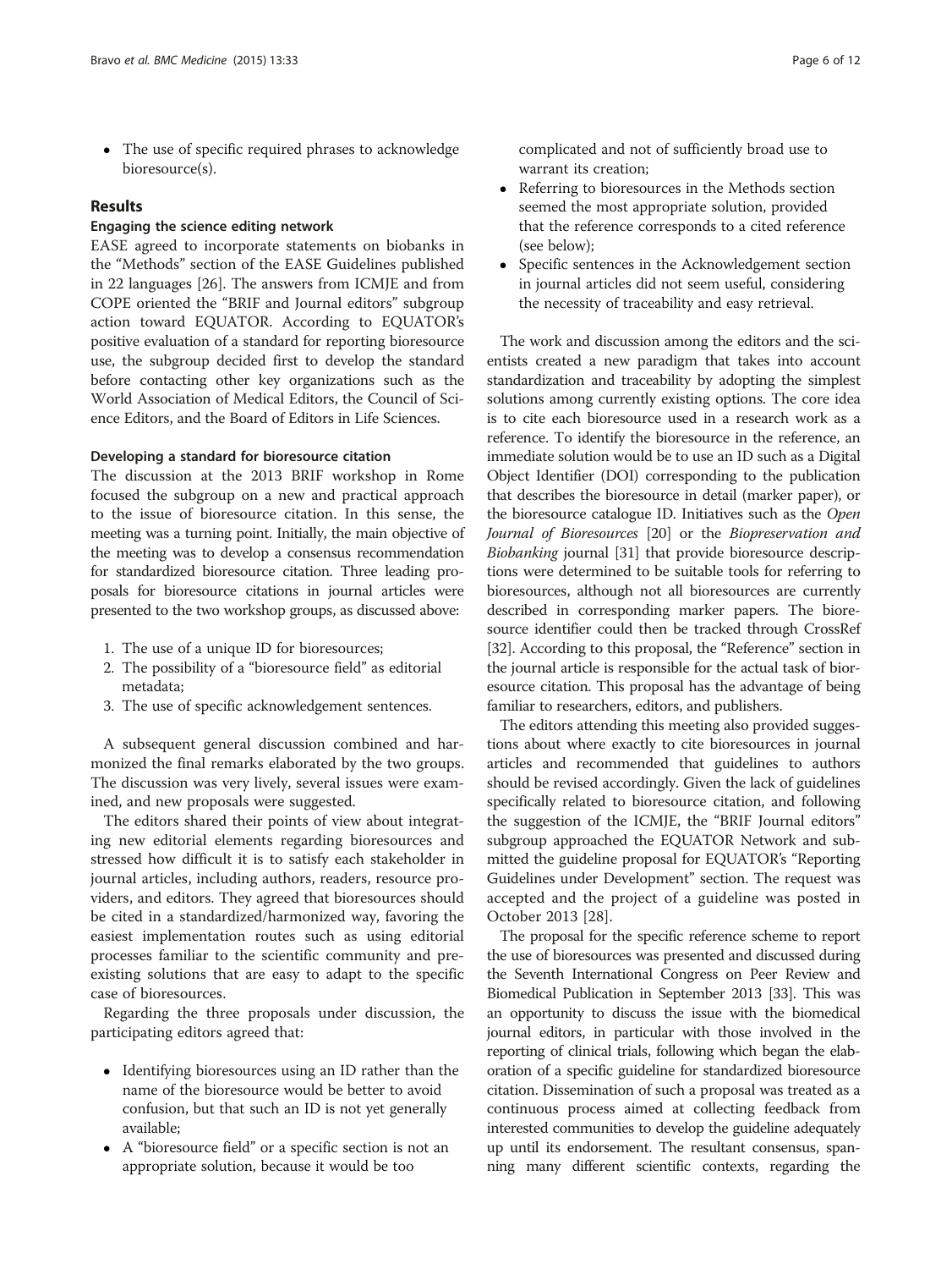- The use of specific required phrases to acknowledge bioresource(s).

## Results

### Engaging the science editing network

EASE agreed to incorporate statements on biobanks in the "Methods" section of the EASE Guidelines published in 22 languages [26]. The answers from ICMJE and from COPE oriented the "BRIF and Journal editors" subgroup action toward EQUATOR. According to EQUATOR's positive evaluation of a standard for reporting bioresource use, the subgroup decided first to develop the standard before contacting other key organizations such as the World Association of Medical Editors, the Council of Science Editors, and the Board of Editors in Life Sciences.

### Developing a standard for bioresource citation

The discussion at the 2013 BRIF workshop in Rome focused the subgroup on a new and practical approach to the issue of bioresource citation. In this sense, the meeting was a turning point. Initially, the main objective of the meeting was to develop a consensus recommendation for standardized bioresource citation. Three leading proposals for bioresource citations in journal articles were presented to the two workshop groups, as discussed above:

1. The use of a unique ID for bioresources;
2. The possibility of a "bioresource field" as editorial metadata;
3. The use of specific acknowledgement sentences.

A subsequent general discussion combined and harmonized the final remarks elaborated by the two groups. The discussion was very lively, several issues were examined, and new proposals were suggested.

The editors shared their points of view about integrating new editorial elements regarding bioresources and stressed how difficult it is to satisfy each stakeholder in journal articles, including authors, readers, resource providers, and editors. They agreed that bioresources should be cited in a standardized/harmonized way, favoring the easiest implementation routes such as using editorial processes familiar to the scientific community and pre-existing solutions that are easy to adapt to the specific case of bioresources.

Regarding the three proposals under discussion, the participating editors agreed that:

- Identifying bioresources using an ID rather than the name of the bioresource would be better to avoid confusion, but that such an ID is not yet generally available;
- A "bioresource field" or a specific section is not an appropriate solution, because it would be too complicated and not of sufficiently broad use to warrant its creation;
- Referring to bioresources in the Methods section seemed the most appropriate solution, provided that the reference corresponds to a cited reference (see below);
- Specific sentences in the Acknowledgement section in journal articles did not seem useful, considering the necessity of traceability and easy retrieval.

The work and discussion among the editors and the scientists created a new paradigm that takes into account standardization and traceability by adopting the simplest solutions among currently existing options. The core idea is to cite each bioresource used in a research work as a reference. To identify the bioresource in the reference, an immediate solution would be to use an ID such as a Digital Object Identifier (DOI) corresponding to the publication that describes the bioresource in detail (marker paper), or the bioresource catalogue ID. Initiatives such as the *Open Journal of Bioresources* [20] or the *Biopreservation and Biobanking* journal [31] that provide bioresource descriptions were determined to be suitable tools for referring to bioresources, although not all bioresources are currently described in corresponding marker papers. The bioresource identifier could then be tracked through CrossRef [32]. According to this proposal, the "Reference" section in the journal article is responsible for the actual task of bioresource citation. This proposal has the advantage of being familiar to researchers, editors, and publishers.

The editors attending this meeting also provided suggestions about where exactly to cite bioresources in journal articles and recommended that guidelines to authors should be revised accordingly. Given the lack of guidelines specifically related to bioresource citation, and following the suggestion of the ICMJE, the "BRIF Journal editors" subgroup approached the EQUATOR Network and submitted the guideline proposal for EQUATOR's "Reporting Guidelines under Development" section. The request was accepted and the project of a guideline was posted in October 2013 [28].

The proposal for the specific reference scheme to report the use of bioresources was presented and discussed during the Seventh International Congress on Peer Review and Biomedical Publication in September 2013 [33]. This was an opportunity to discuss the issue with the biomedical journal editors, in particular with those involved in the reporting of clinical trials, following which began the elaboration of a specific guideline for standardized bioresource citation. Dissemination of such a proposal was treated as a continuous process aimed at collecting feedback from interested communities to develop the guideline adequately up until its endorsement. The resultant consensus, spanning many different scientific contexts, regarding the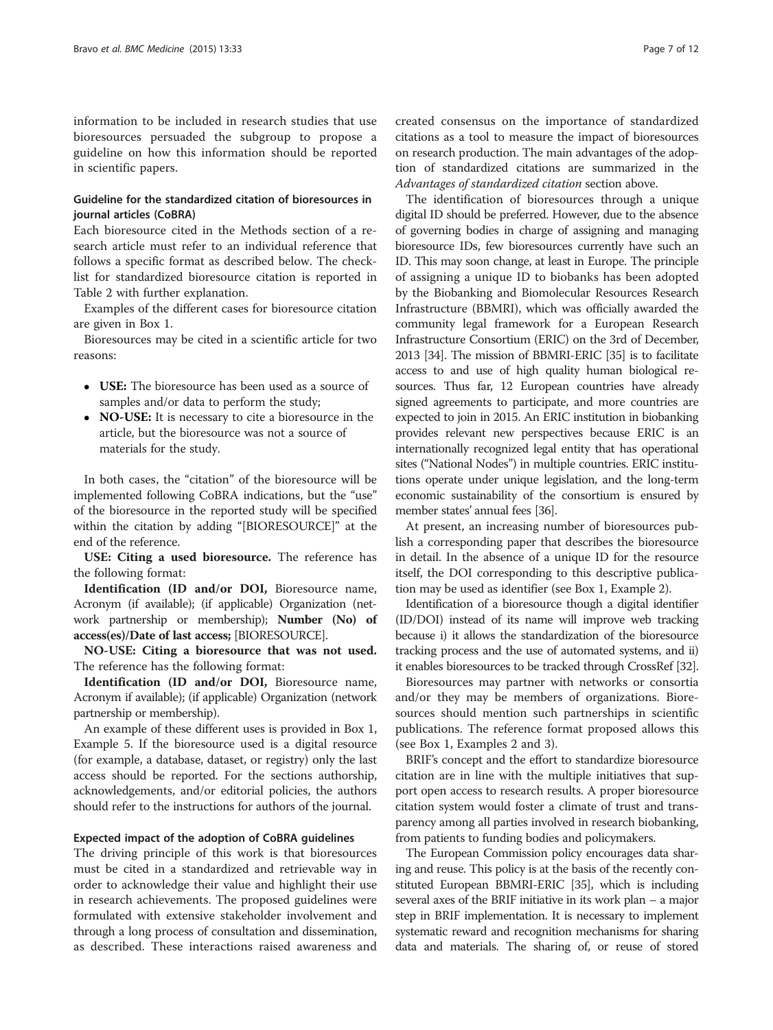information to be included in research studies that use bioresources persuaded the subgroup to propose a guideline on how this information should be reported in scientific papers.

### Guideline for the standardized citation of bioresources in journal articles (CoBRA)

Each bioresource cited in the Methods section of a research article must refer to an individual reference that follows a specific format as described below. The checklist for standardized bioresource citation is reported in Table 2 with further explanation.

Examples of the different cases for bioresource citation are given in Box 1.

Bioresources may be cited in a scientific article for two reasons:

- **USE:** The bioresource has been used as a source of samples and/or data to perform the study;
- **NO-USE:** It is necessary to cite a bioresource in the article, but the bioresource was not a source of materials for the study.

In both cases, the "citation" of the bioresource will be implemented following CoBRA indications, but the "use" of the bioresource in the reported study will be specified within the citation by adding "[BIORESOURCE]" at the end of the reference.

**USE: Citing a used bioresource.** The reference has the following format:

**Identification (ID and/or DOI,** Bioresource name, Acronym (if available); (if applicable) Organization (network partnership or membership); **Number (No) of access(es)/Date of last access;** [BIORESOURCE].

**NO-USE: Citing a bioresource that was not used.** The reference has the following format:

**Identification (ID and/or DOI,** Bioresource name, Acronym if available); (if applicable) Organization (network partnership or membership).

An example of these different uses is provided in Box 1, Example 5. If the bioresource used is a digital resource (for example, a database, dataset, or registry) only the last access should be reported. For the sections authorship, acknowledgements, and/or editorial policies, the authors should refer to the instructions for authors of the journal.

### Expected impact of the adoption of CoBRA guidelines

The driving principle of this work is that bioresources must be cited in a standardized and retrievable way in order to acknowledge their value and highlight their use in research achievements. The proposed guidelines were formulated with extensive stakeholder involvement and through a long process of consultation and dissemination, as described. These interactions raised awareness and created consensus on the importance of standardized citations as a tool to measure the impact of bioresources on research production. The main advantages of the adoption of standardized citations are summarized in the *Advantages of standardized citation* section above.

The identification of bioresources through a unique digital ID should be preferred. However, due to the absence of governing bodies in charge of assigning and managing bioresource IDs, few bioresources currently have such an ID. This may soon change, at least in Europe. The principle of assigning a unique ID to biobanks has been adopted by the Biobanking and Biomolecular Resources Research Infrastructure (BBMRI), which was officially awarded the community legal framework for a European Research Infrastructure Consortium (ERIC) on the 3rd of December, 2013 [34]. The mission of BBMRI-ERIC [35] is to facilitate access to and use of high quality human biological resources. Thus far, 12 European countries have already signed agreements to participate, and more countries are expected to join in 2015. An ERIC institution in biobanking provides relevant new perspectives because ERIC is an internationally recognized legal entity that has operational sites ("National Nodes") in multiple countries. ERIC institutions operate under unique legislation, and the long-term economic sustainability of the consortium is ensured by member states' annual fees [36].

At present, an increasing number of bioresources publish a corresponding paper that describes the bioresource in detail. In the absence of a unique ID for the resource itself, the DOI corresponding to this descriptive publication may be used as identifier (see Box 1, Example 2).

Identification of a bioresource though a digital identifier (ID/DOI) instead of its name will improve web tracking because i) it allows the standardization of the bioresource tracking process and the use of automated systems, and ii) it enables bioresources to be tracked through CrossRef [32].

Bioresources may partner with networks or consortia and/or they may be members of organizations. Bioresources should mention such partnerships in scientific publications. The reference format proposed allows this (see Box 1, Examples 2 and 3).

BRIF's concept and the effort to standardize bioresource citation are in line with the multiple initiatives that support open access to research results. A proper bioresource citation system would foster a climate of trust and transparency among all parties involved in research biobanking, from patients to funding bodies and policymakers.

The European Commission policy encourages data sharing and reuse. This policy is at the basis of the recently constituted European BBMRI-ERIC [35], which is including several axes of the BRIF initiative in its work plan – a major step in BRIF implementation. It is necessary to implement systematic reward and recognition mechanisms for sharing data and materials. The sharing of, or reuse of stored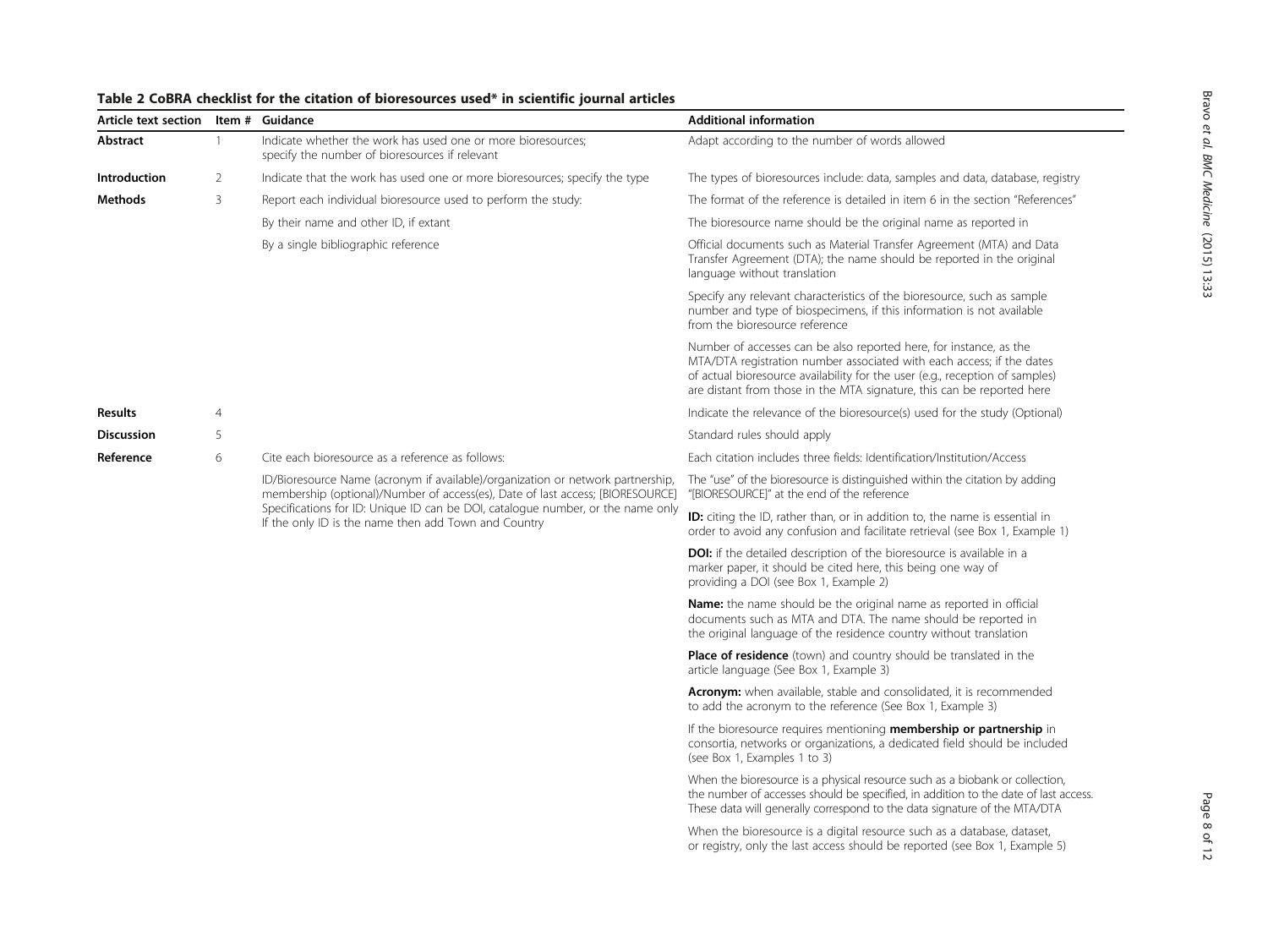**Table 2 CoBRA checklist for the citation of bioresources used* in scientific journal articles**

| Article text section | Item # | Guidance | Additional information |
| --- | --- | --- | --- |
| **Abstract** | 1 | Indicate whether the work has used one or more bioresources; specify the number of bioresources if relevant | Adapt according to the number of words allowed |
| **Introduction** | 2 | Indicate that the work has used one or more bioresources; specify the type | The types of bioresources include: data, samples and data, database, registry |
| **Methods** | 3 | Report each individual bioresource used to perform the study: | The format of the reference is detailed in item 6 in the section "References" |
| | | By their name and other ID, if extant | The bioresource name should be the original name as reported in |
| | | By a single bibliographic reference | Official documents such as Material Transfer Agreement (MTA) and Data Transfer Agreement (DTA); the name should be reported in the original language without translation |
| | | | Specify any relevant characteristics of the bioresource, such as sample number and type of biospecimens, if this information is not available from the bioresource reference |
| | | | Number of accesses can be also reported here, for instance, as the MTA/DTA registration number associated with each access; if the dates of actual bioresource availability for the user (e.g., reception of samples) are distant from those in the MTA signature, this can be reported here |
| **Results** | 4 | | Indicate the relevance of the bioresource(s) used for the study (Optional) |
| **Discussion** | 5 | | Standard rules should apply |
| **Reference** | 6 | Cite each bioresource as a reference as follows: | Each citation includes three fields: Identification/Institution/Access |
| | | ID/Bioresource Name (acronym if available)/organization or network partnership, membership (optional)/Number of access(es), Date of last access; [BIORESOURCE] Specifications for ID: Unique ID can be DOI, catalogue number, or the name only If the only ID is the name then add Town and Country | The "use" of the bioresource is distinguished within the citation by adding "[BIORESOURCE]" at the end of the reference |
| | | | **ID:** citing the ID, rather than, or in addition to, the name is essential in order to avoid any confusion and facilitate retrieval (see Box 1, Example 1) |
| | | | **DOI:** if the detailed description of the bioresource is available in a marker paper, it should be cited here, this being one way of providing a DOI (see Box 1, Example 2) |
| | | | **Name:** the name should be the original name as reported in official documents such as MTA and DTA. The name should be reported in the original language of the residence country without translation |
| | | | **Place of residence** (town) and country should be translated in the article language (See Box 1, Example 3) |
| | | | **Acronym:** when available, stable and consolidated, it is recommended to add the acronym to the reference (See Box 1, Example 3) |
| | | | If the bioresource requires mentioning **membership or partnership** in consortia, networks or organizations, a dedicated field should be included (see Box 1, Examples 1 to 3) |
| | | | When the bioresource is a physical resource such as a biobank or collection, the number of accesses should be specified, in addition to the date of last access. These data will generally correspond to the data signature of the MTA/DTA |
| | | | When the bioresource is a digital resource such as a database, dataset, or registry, only the last access should be reported (see Box 1, Example 5) |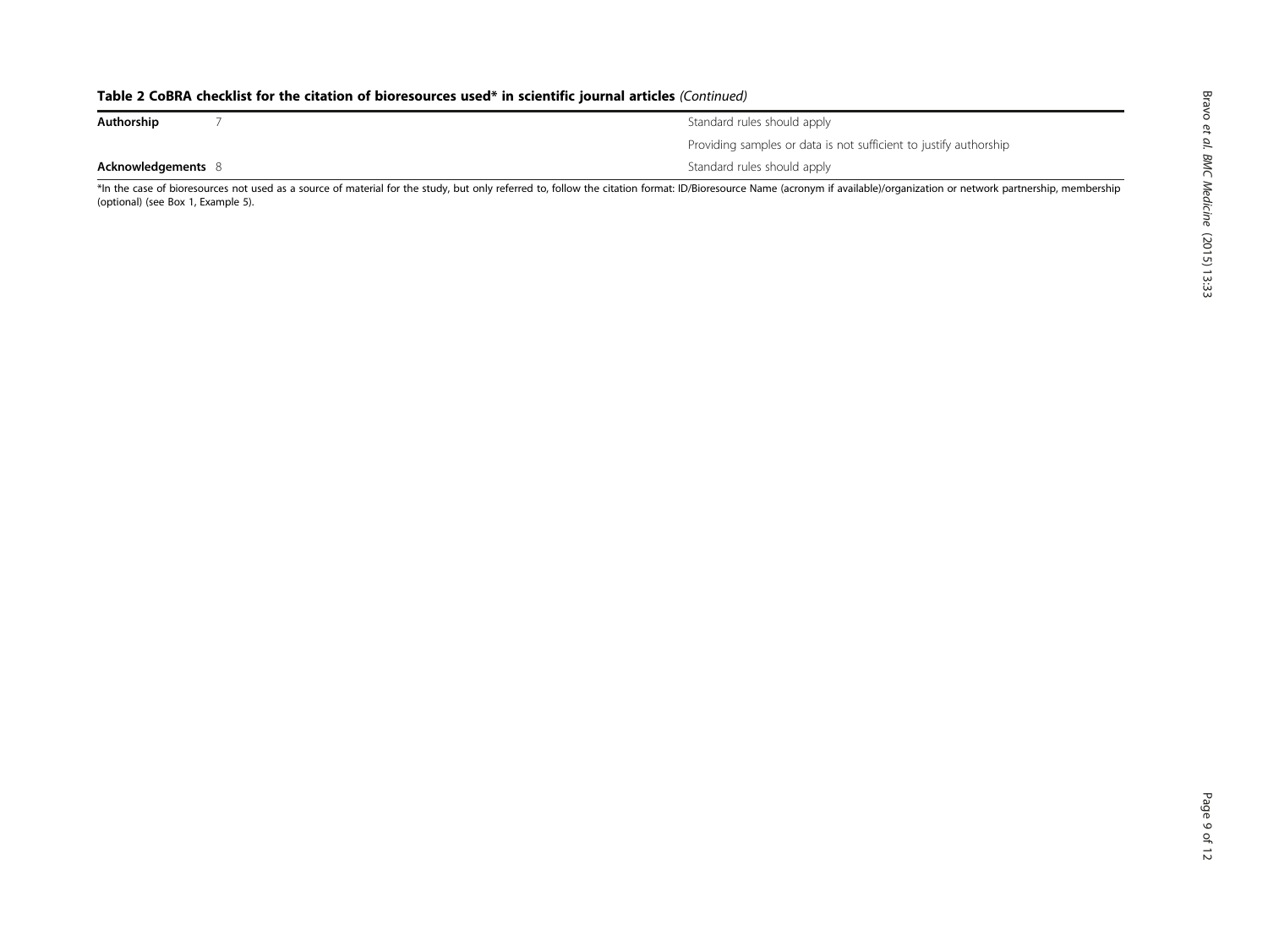**Table 2 CoBRA checklist for the citation of bioresources used* in scientific journal articles** *(Continued)*

| | | |
|---|---|---|
| **Authorship** | 7 | Standard rules should apply |
| | | Providing samples or data is not sufficient to justify authorship |
| **Acknowledgements** | 8 | Standard rules should apply |

*In the case of bioresources not used as a source of material for the study, but only referred to, follow the citation format: ID/Bioresource Name (acronym if available)/organization or network partnership, membership (optional) (see Box 1, Example 5).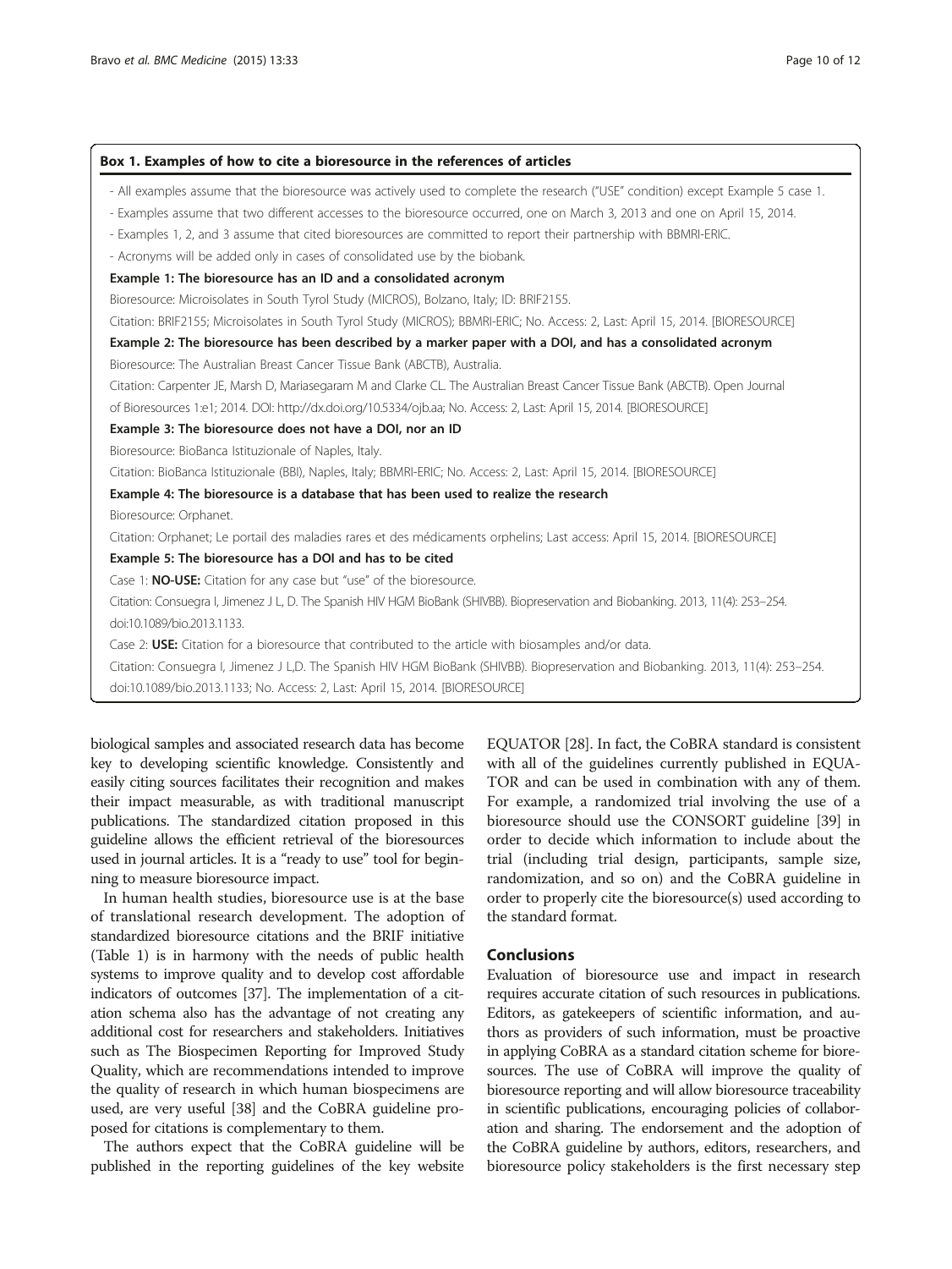**Box 1. Examples of how to cite a bioresource in the references of articles**

- All examples assume that the bioresource was actively used to complete the research ("USE" condition) except Example 5 case 1.
- Examples assume that two different accesses to the bioresource occurred, one on March 3, 2013 and one on April 15, 2014.
- Examples 1, 2, and 3 assume that cited bioresources are committed to report their partnership with BBMRI-ERIC.
- Acronyms will be added only in cases of consolidated use by the biobank.

**Example 1: The bioresource has an ID and a consolidated acronym**

Bioresource: Microisolates in South Tyrol Study (MICROS), Bolzano, Italy; ID: BRIF2155.

Citation: BRIF2155; Microisolates in South Tyrol Study (MICROS); BBMRI-ERIC; No. Access: 2, Last: April 15, 2014. [BIORESOURCE]

**Example 2: The bioresource has been described by a marker paper with a DOI, and has a consolidated acronym**

Bioresource: The Australian Breast Cancer Tissue Bank (ABCTB), Australia.

Citation: Carpenter JE, Marsh D, Mariasegaram M and Clarke CL. The Australian Breast Cancer Tissue Bank (ABCTB). Open Journal of Bioresources 1:e1; 2014. DOI: http://dx.doi.org/10.5334/ojb.aa; No. Access: 2, Last: April 15, 2014. [BIORESOURCE]

**Example 3: The bioresource does not have a DOI, nor an ID**

Bioresource: BioBanca Istituzionale of Naples, Italy.

Citation: BioBanca Istituzionale (BBI), Naples, Italy; BBMRI-ERIC; No. Access: 2, Last: April 15, 2014. [BIORESOURCE]

**Example 4: The bioresource is a database that has been used to realize the research**

Bioresource: Orphanet.

Citation: Orphanet; Le portail des maladies rares et des médicaments orphelins; Last access: April 15, 2014. [BIORESOURCE]

**Example 5: The bioresource has a DOI and has to be cited**

Case 1: **NO-USE:** Citation for any case but "use" of the bioresource.

Citation: Consuegra I, Jimenez J L, D. The Spanish HIV HGM BioBank (SHIVBB). Biopreservation and Biobanking. 2013, 11(4): 253–254. doi:10.1089/bio.2013.1133.

Case 2: **USE:** Citation for a bioresource that contributed to the article with biosamples and/or data.

Citation: Consuegra I, Jimenez J L,D. The Spanish HIV HGM BioBank (SHIVBB). Biopreservation and Biobanking. 2013, 11(4): 253–254. doi:10.1089/bio.2013.1133; No. Access: 2, Last: April 15, 2014. [BIORESOURCE]

biological samples and associated research data has become key to developing scientific knowledge. Consistently and easily citing sources facilitates their recognition and makes their impact measurable, as with traditional manuscript publications. The standardized citation proposed in this guideline allows the efficient retrieval of the bioresources used in journal articles. It is a "ready to use" tool for beginning to measure bioresource impact.

In human health studies, bioresource use is at the base of translational research development. The adoption of standardized bioresource citations and the BRIF initiative (Table 1) is in harmony with the needs of public health systems to improve quality and to develop cost affordable indicators of outcomes [37]. The implementation of a citation schema also has the advantage of not creating any additional cost for researchers and stakeholders. Initiatives such as The Biospecimen Reporting for Improved Study Quality, which are recommendations intended to improve the quality of research in which human biospecimens are used, are very useful [38] and the CoBRA guideline proposed for citations is complementary to them.

The authors expect that the CoBRA guideline will be published in the reporting guidelines of the key website EQUATOR [28]. In fact, the CoBRA standard is consistent with all of the guidelines currently published in EQUATOR and can be used in combination with any of them. For example, a randomized trial involving the use of a bioresource should use the CONSORT guideline [39] in order to decide which information to include about the trial (including trial design, participants, sample size, randomization, and so on) and the CoBRA guideline in order to properly cite the bioresource(s) used according to the standard format.

## Conclusions

Evaluation of bioresource use and impact in research requires accurate citation of such resources in publications. Editors, as gatekeepers of scientific information, and authors as providers of such information, must be proactive in applying CoBRA as a standard citation scheme for bioresources. The use of CoBRA will improve the quality of bioresource reporting and will allow bioresource traceability in scientific publications, encouraging policies of collaboration and sharing. The endorsement and the adoption of the CoBRA guideline by authors, editors, researchers, and bioresource policy stakeholders is the first necessary step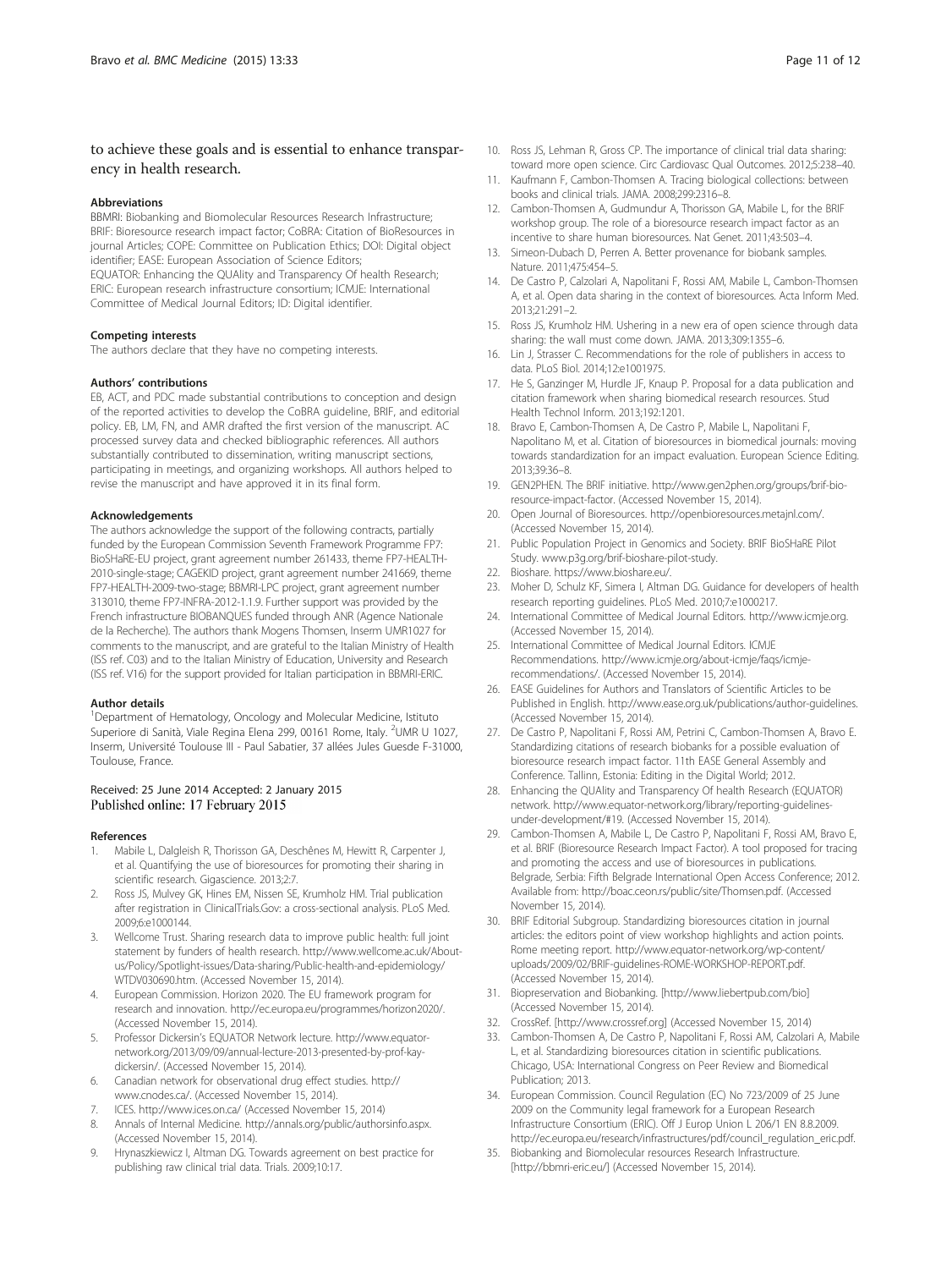to achieve these goals and is essential to enhance transparency in health research.

#### Abbreviations

BBMRI: Biobanking and Biomolecular Resources Research Infrastructure; BRIF: Bioresource research impact factor; CoBRA: Citation of BioResources in journal Articles; COPE: Committee on Publication Ethics; DOI: Digital object identifier; EASE: European Association of Science Editors; EQUATOR: Enhancing the QUAlity and Transparency Of health Research; ERIC: European research infrastructure consortium; ICMJE: International Committee of Medical Journal Editors; ID: Digital identifier.

#### Competing interests

The authors declare that they have no competing interests.

#### Authors' contributions

EB, ACT, and PDC made substantial contributions to conception and design of the reported activities to develop the CoBRA guideline, BRIF, and editorial policy. EB, LM, FN, and AMR drafted the first version of the manuscript. AC processed survey data and checked bibliographic references. All authors substantially contributed to dissemination, writing manuscript sections, participating in meetings, and organizing workshops. All authors helped to revise the manuscript and have approved it in its final form.

#### Acknowledgements

The authors acknowledge the support of the following contracts, partially funded by the European Commission Seventh Framework Programme FP7: BioSHaRE-EU project, grant agreement number 261433, theme FP7-HEALTH-2010-single-stage; CAGEKID project, grant agreement number 241669, theme FP7-HEALTH-2009-two-stage; BBMRI-LPC project, grant agreement number 313010, theme FP7-INFRA-2012-1.1.9. Further support was provided by the French infrastructure BIOBANQUES funded through ANR (Agence Nationale de la Recherche). The authors thank Mogens Thomsen, Inserm UMR1027 for comments to the manuscript, and are grateful to the Italian Ministry of Health (ISS ref. C03) and to the Italian Ministry of Education, University and Research (ISS ref. V16) for the support provided for Italian participation in BBMRI-ERIC.

#### Author details

[1]Department of Hematology, Oncology and Molecular Medicine, Istituto Superiore di Sanità, Viale Regina Elena 299, 00161 Rome, Italy. [2]UMR U 1027, Inserm, Université Toulouse III - Paul Sabatier, 37 allées Jules Guesde F-31000, Toulouse, France.

Received: 25 June 2014 Accepted: 2 January 2015
Published online: 17 February 2015

#### References

1. Mabile L, Dalgleish R, Thorisson GA, Deschênes M, Hewitt R, Carpenter J, et al. Quantifying the use of bioresources for promoting their sharing in scientific research. Gigascience. 2013;2:7.
2. Ross JS, Mulvey GK, Hines EM, Nissen SE, Krumholz HM. Trial publication after registration in ClinicalTrials.Gov: a cross-sectional analysis. PLoS Med. 2009;6:e1000144.
3. Wellcome Trust. Sharing research data to improve public health: full joint statement by funders of health research. http://www.wellcome.ac.uk/About-us/Policy/Spotlight-issues/Data-sharing/Public-health-and-epidemiology/WTDV030690.htm. (Accessed November 15, 2014).
4. European Commission. Horizon 2020. The EU framework program for research and innovation. http://ec.europa.eu/programmes/horizon2020/. (Accessed November 15, 2014).
5. Professor Dickersin's EQUATOR Network lecture. http://www.equator-network.org/2013/09/09/annual-lecture-2013-presented-by-prof-kay-dickersin/. (Accessed November 15, 2014).
6. Canadian network for observational drug effect studies. http://www.cnodes.ca/. (Accessed November 15, 2014).
7. ICES. http://www.ices.on.ca/ (Accessed November 15, 2014)
8. Annals of Internal Medicine. http://annals.org/public/authorsinfo.aspx. (Accessed November 15, 2014).
9. Hrynaszkiewicz I, Altman DG. Towards agreement on best practice for publishing raw clinical trial data. Trials. 2009;10:17.
10. Ross JS, Lehman R, Gross CP. The importance of clinical trial data sharing: toward more open science. Circ Cardiovasc Qual Outcomes. 2012;5:238–40.
11. Kaufmann F, Cambon-Thomsen A. Tracing biological collections: between books and clinical trials. JAMA. 2008;299:2316–8.
12. Cambon-Thomsen A, Gudmundur A, Thorisson GA, Mabile L, for the BRIF workshop group. The role of a bioresource research impact factor as an incentive to share human bioresources. Nat Genet. 2011;43:503–4.
13. Simeon-Dubach D, Perren A. Better provenance for biobank samples. Nature. 2011;475:454–5.
14. De Castro P, Calzolari A, Napolitani F, Rossi AM, Mabile L, Cambon-Thomsen A, et al. Open data sharing in the context of bioresources. Acta Inform Med. 2013;21:291–2.
15. Ross JS, Krumholz HM. Ushering in a new era of open science through data sharing: the wall must come down. JAMA. 2013;309:1355–6.
16. Lin J, Strasser C. Recommendations for the role of publishers in access to data. PLoS Biol. 2014;12:e1001975.
17. He S, Ganzinger M, Hurdle JF, Knaup P. Proposal for a data publication and citation framework when sharing biomedical research resources. Stud Health Technol Inform. 2013;192:1201.
18. Bravo E, Cambon-Thomsen A, De Castro P, Mabile L, Napolitani F, Napolitano M, et al. Citation of bioresources in biomedical journals: moving towards standardization for an impact evaluation. European Science Editing. 2013;39:36–8.
19. GEN2PHEN. The BRIF initiative. http://www.gen2phen.org/groups/brif-bio-resource-impact-factor. (Accessed November 15, 2014).
20. Open Journal of Bioresources. http://openbioresources.metajnl.com/. (Accessed November 15, 2014).
21. Public Population Project in Genomics and Society. BRIF BioSHaRE Pilot Study. www.p3g.org/brif-bioshare-pilot-study.
22. Bioshare. https://www.bioshare.eu/.
23. Moher D, Schulz KF, Simera I, Altman DG. Guidance for developers of health research reporting guidelines. PLoS Med. 2010;7:e1000217.
24. International Committee of Medical Journal Editors. http://www.icmje.org. (Accessed November 15, 2014).
25. International Committee of Medical Journal Editors. ICMJE Recommendations. http://www.icmje.org/about-icmje/faqs/icmje-recommendations/. (Accessed November 15, 2014).
26. EASE Guidelines for Authors and Translators of Scientific Articles to be Published in English. http://www.ease.org.uk/publications/author-guidelines. (Accessed November 15, 2014).
27. De Castro P, Napolitani F, Rossi AM, Petrini C, Cambon-Thomsen A, Bravo E. Standardizing citations of research biobanks for a possible evaluation of bioresource research impact factor. 11th EASE General Assembly and Conference. Tallinn, Estonia: Editing in the Digital World; 2012.
28. Enhancing the QUAlity and Transparency Of health Research (EQUATOR) network. http://www.equator-network.org/library/reporting-guidelines-under-development/#19. (Accessed November 15, 2014).
29. Cambon-Thomsen A, Mabile L, De Castro P, Napolitani F, Rossi AM, Bravo E, et al. BRIF (Bioresource Research Impact Factor). A tool proposed for tracing and promoting the access and use of bioresources in publications. Belgrade, Serbia: Fifth Belgrade International Open Access Conference; 2012. Available from: http://boac.ceon.rs/public/site/Thomsen.pdf. (Accessed November 15, 2014).
30. BRIF Editorial Subgroup. Standardizing bioresources citation in journal articles: the editors point of view workshop highlights and action points. Rome meeting report. http://www.equator-network.org/wp-content/uploads/2009/02/BRIF-guidelines-ROME-WORKSHOP-REPORT.pdf. (Accessed November 15, 2014).
31. Biopreservation and Biobanking. [http://www.liebertpub.com/bio] (Accessed November 15, 2014).
32. CrossRef. [http://www.crossref.org] (Accessed November 15, 2014)
33. Cambon-Thomsen A, De Castro P, Napolitani F, Rossi AM, Calzolari A, Mabile L, et al. Standardizing bioresources citation in scientific publications. Chicago, USA: International Congress on Peer Review and Biomedical Publication; 2013.
34. European Commission. Council Regulation (EC) No 723/2009 of 25 June 2009 on the Community legal framework for a European Research Infrastructure Consortium (ERIC). Off J Europ Union L 206/1 EN 8.8.2009. http://ec.europa.eu/research/infrastructures/pdf/council_regulation_eric.pdf.
35. Biobanking and Biomolecular resources Research Infrastructure. [http://bbmri-eric.eu/] (Accessed November 15, 2014).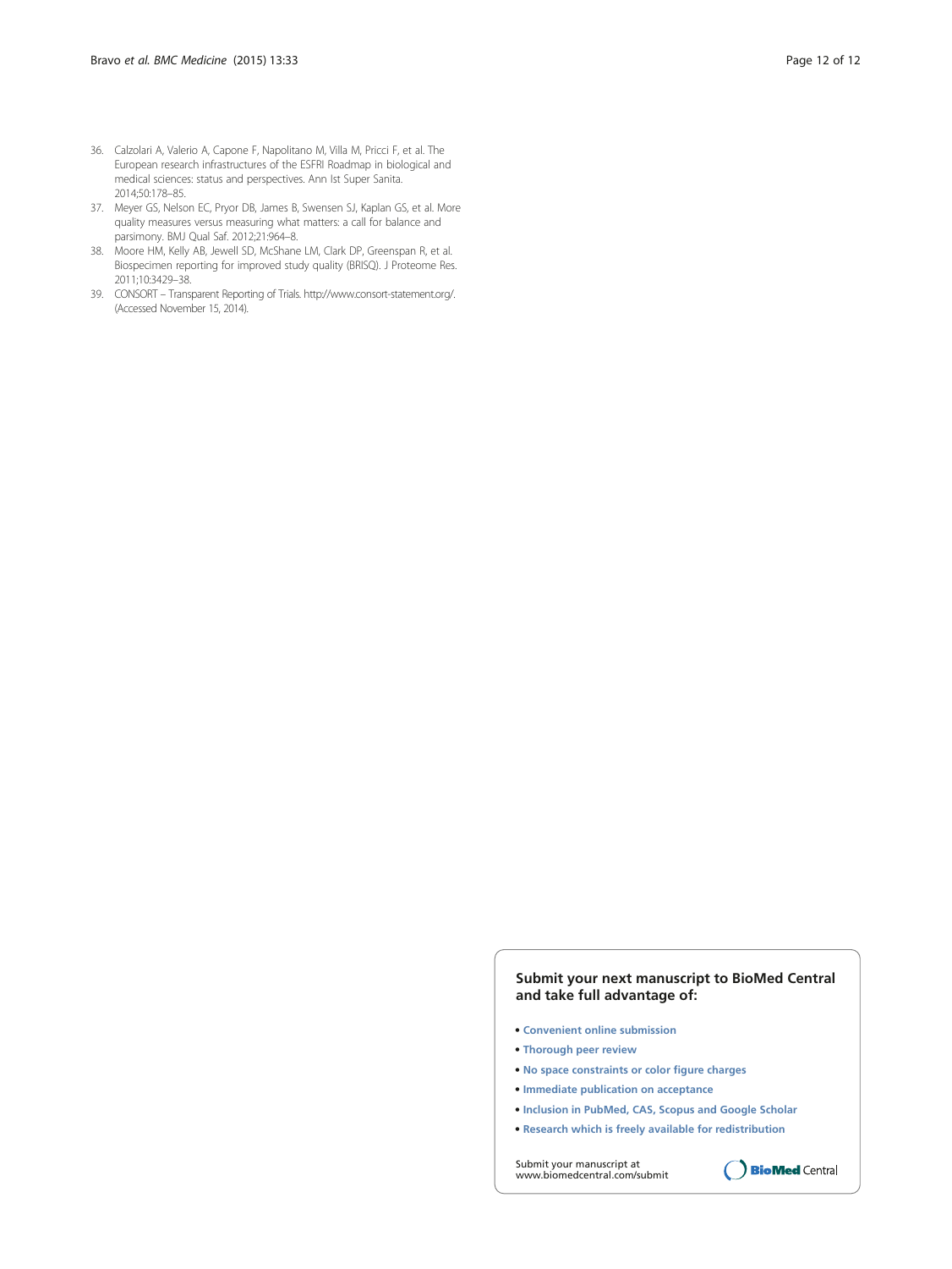36. Calzolari A, Valerio A, Capone F, Napolitano M, Villa M, Pricci F, et al. The European research infrastructures of the ESFRI Roadmap in biological and medical sciences: status and perspectives. Ann Ist Super Sanita. 2014;50:178–85.
37. Meyer GS, Nelson EC, Pryor DB, James B, Swensen SJ, Kaplan GS, et al. More quality measures versus measuring what matters: a call for balance and parsimony. BMJ Qual Saf. 2012;21:964–8.
38. Moore HM, Kelly AB, Jewell SD, McShane LM, Clark DP, Greenspan R, et al. Biospecimen reporting for improved study quality (BRISQ). J Proteome Res. 2011;10:3429–38.
39. CONSORT – Transparent Reporting of Trials. http://www.consort-statement.org/. (Accessed November 15, 2014).

**Submit your next manuscript to BioMed Central and take full advantage of:**

- **Convenient online submission**
- **Thorough peer review**
- **No space constraints or color figure charges**
- **Immediate publication on acceptance**
- **Inclusion in PubMed, CAS, Scopus and Google Scholar**
- **Research which is freely available for redistribution**

Submit your manuscript at
www.biomedcentral.com/submit

BioMed Central